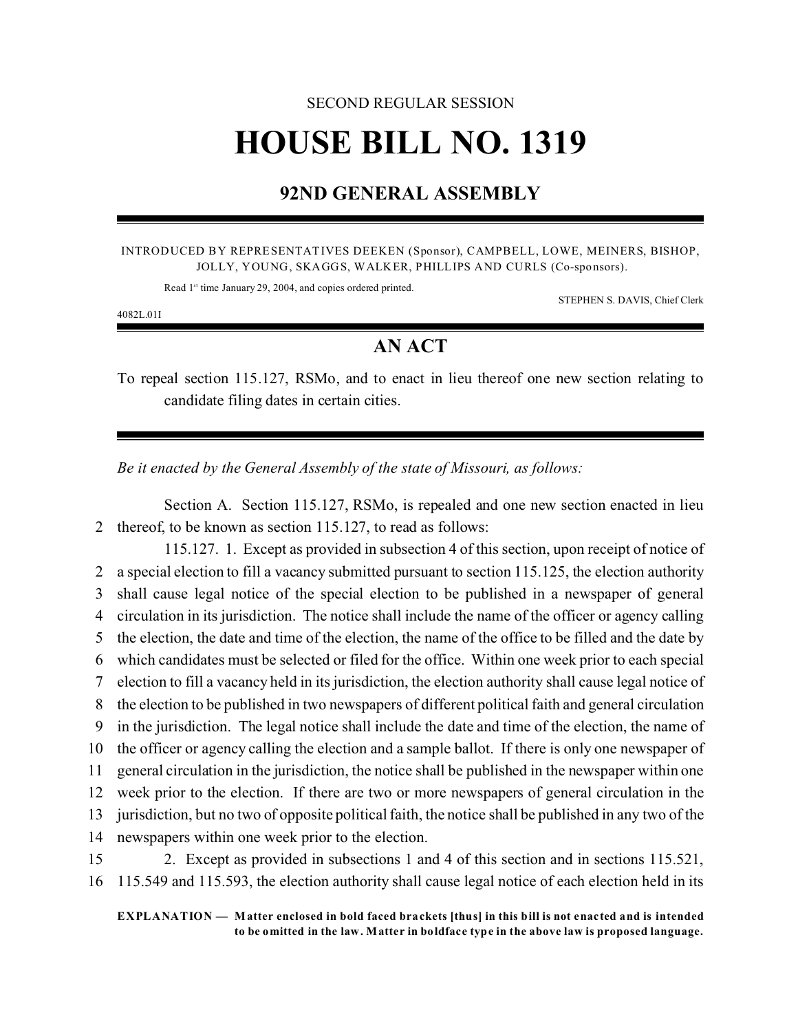SECOND REGULAR SESSION

# HOUSE BILL NO. 1319

## 92ND GENERAL ASSEMBLY

INTRODUCED BY REPRESENTATIVES DEEKEN (Sponsor), CAMPBELL, LOWE, MEINERS, BISHOP, JOLLY, YOUNG, SKAGGS, WALKER, PHILLIPS AND CURLS (Co-sponsors).

Read 1st time January 29, 2004, and copies ordered printed.

STEPHEN S. DAVIS, Chief Clerk

4082L.01I

## AN ACT

To repeal section 115.127, RSMo, and to enact in lieu thereof one new section relating to candidate filing dates in certain cities.

*Be it enacted by the General Assembly of the state of Missouri, as follows:*

Section A. Section 115.127, RSMo, is repealed and one new section enacted in lieu thereof, to be known as section 115.127, to read as follows:

115.127. 1. Except as provided in subsection 4 of this section, upon receipt of notice of a special election to fill a vacancy submitted pursuant to section 115.125, the election authority shall cause legal notice of the special election to be published in a newspaper of general circulation in its jurisdiction. The notice shall include the name of the officer or agency calling the election, the date and time of the election, the name of the office to be filled and the date by which candidates must be selected or filed for the office. Within one week prior to each special election to fill a vacancy held in its jurisdiction, the election authority shall cause legal notice of the election to be published in two newspapers of different political faith and general circulation in the jurisdiction. The legal notice shall include the date and time of the election, the name of the officer or agency calling the election and a sample ballot. If there is only one newspaper of general circulation in the jurisdiction, the notice shall be published in the newspaper within one week prior to the election. If there are two or more newspapers of general circulation in the jurisdiction, but no two of opposite political faith, the notice shall be published in any two of the newspapers within one week prior to the election.

2. Except as provided in subsections 1 and 4 of this section and in sections 115.521, 115.549 and 115.593, the election authority shall cause legal notice of each election held in its

**EXPLANATION — Matter enclosed in bold faced brackets [thus] in this bill is not enacted and is intended to be omitted in the law. Matter in boldface type in the above law is proposed language.**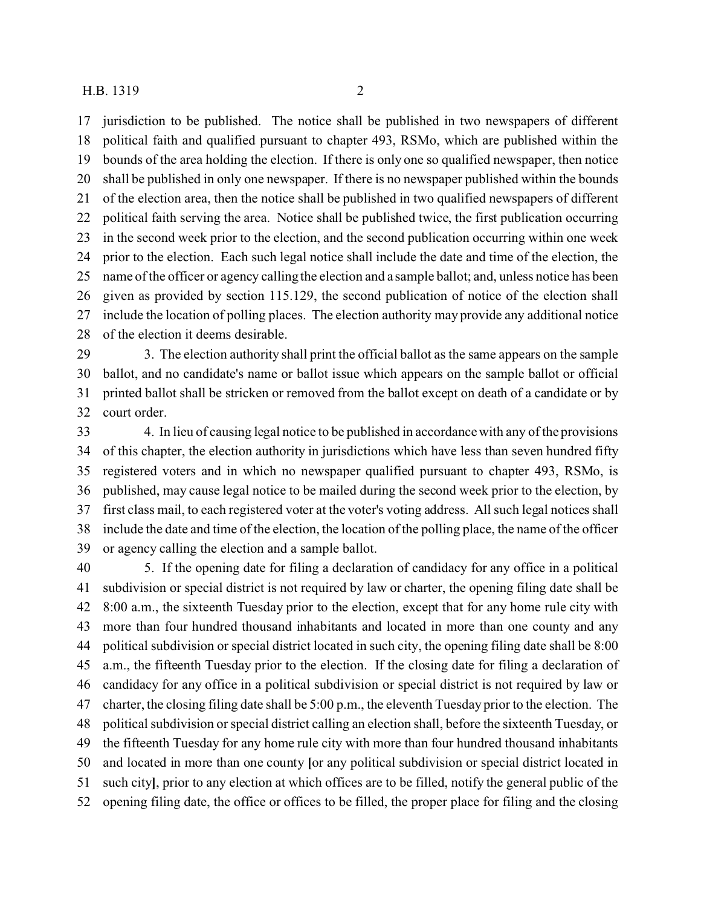jurisdiction to be published. The notice shall be published in two newspapers of different political faith and qualified pursuant to chapter 493, RSMo, which are published within the bounds of the area holding the election. If there is only one so qualified newspaper, then notice shall be published in only one newspaper. If there is no newspaper published within the bounds of the election area, then the notice shall be published in two qualified newspapers of different political faith serving the area. Notice shall be published twice, the first publication occurring in the second week prior to the election, and the second publication occurring within one week prior to the election. Each such legal notice shall include the date and time of the election, the name of the officer or agency calling the election and a sample ballot; and, unless notice has been given as provided by section 115.129, the second publication of notice of the election shall include the location of polling places. The election authority may provide any additional notice of the election it deems desirable.

3. The election authority shall print the official ballot as the same appears on the sample ballot, and no candidate's name or ballot issue which appears on the sample ballot or official printed ballot shall be stricken or removed from the ballot except on death of a candidate or by court order.

4. In lieu of causing legal notice to be published in accordance with any of the provisions of this chapter, the election authority in jurisdictions which have less than seven hundred fifty registered voters and in which no newspaper qualified pursuant to chapter 493, RSMo, is published, may cause legal notice to be mailed during the second week prior to the election, by first class mail, to each registered voter at the voter's voting address. All such legal notices shall include the date and time of the election, the location of the polling place, the name of the officer or agency calling the election and a sample ballot.

5. If the opening date for filing a declaration of candidacy for any office in a political subdivision or special district is not required by law or charter, the opening filing date shall be 8:00 a.m., the sixteenth Tuesday prior to the election, except that for any home rule city with more than four hundred thousand inhabitants and located in more than one county and any political subdivision or special district located in such city, the opening filing date shall be 8:00 a.m., the fifteenth Tuesday prior to the election. If the closing date for filing a declaration of candidacy for any office in a political subdivision or special district is not required by law or charter, the closing filing date shall be 5:00 p.m., the eleventh Tuesday prior to the election. The political subdivision or special district calling an election shall, before the sixteenth Tuesday, or the fifteenth Tuesday for any home rule city with more than four hundred thousand inhabitants and located in more than one county **[**or any political subdivision or special district located in such city**]**, prior to any election at which offices are to be filled, notify the general public of the opening filing date, the office or offices to be filled, the proper place for filing and the closing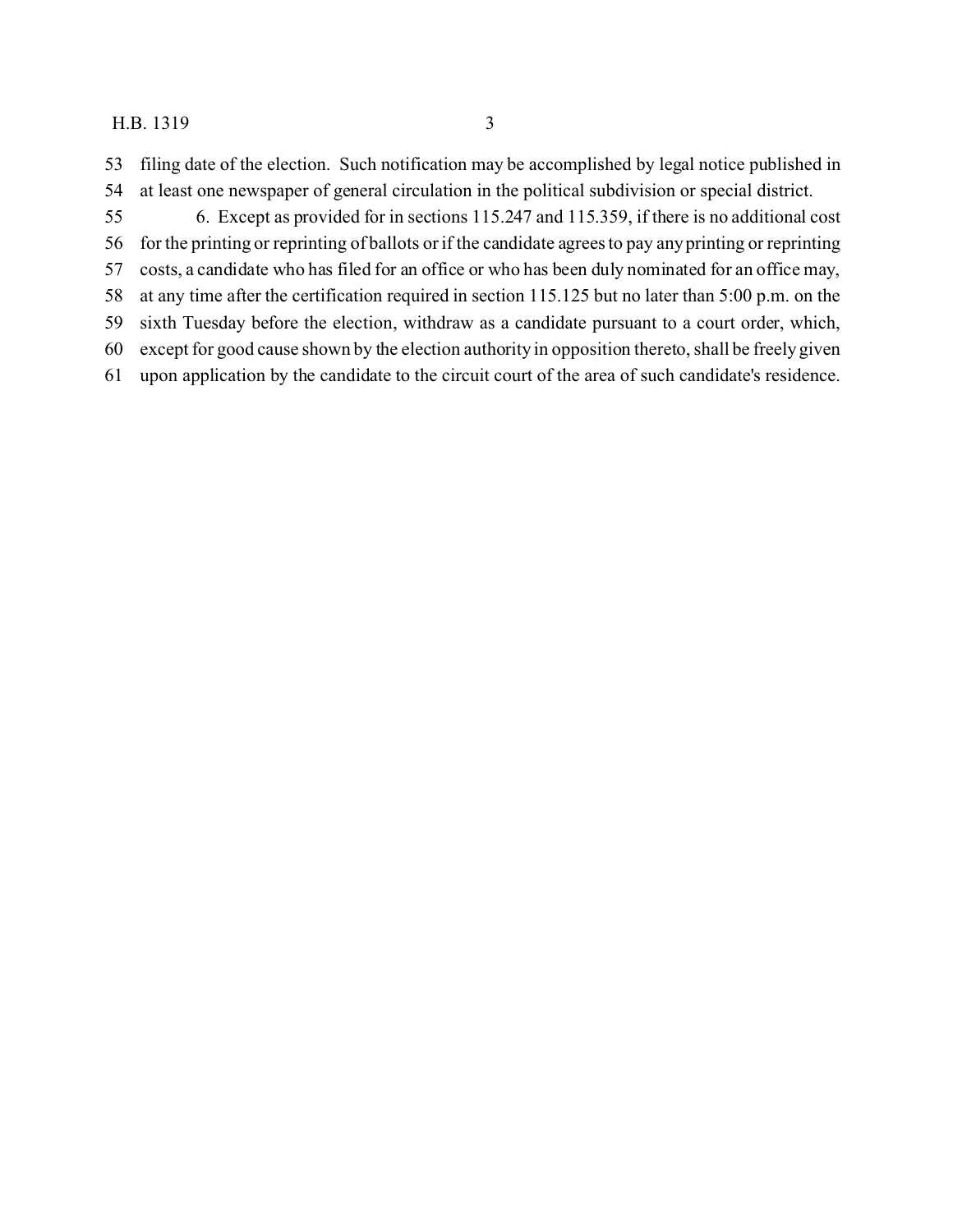filing date of the election. Such notification may be accomplished by legal notice published in at least one newspaper of general circulation in the political subdivision or special district.

6. Except as provided for in sections 115.247 and 115.359, if there is no additional cost for the printing or reprinting of ballots or if the candidate agrees to pay any printing or reprinting costs, a candidate who has filed for an office or who has been duly nominated for an office may, at any time after the certification required in section 115.125 but no later than 5:00 p.m. on the sixth Tuesday before the election, withdraw as a candidate pursuant to a court order, which, except for good cause shown by the election authority in opposition thereto, shall be freely given upon application by the candidate to the circuit court of the area of such candidate's residence.